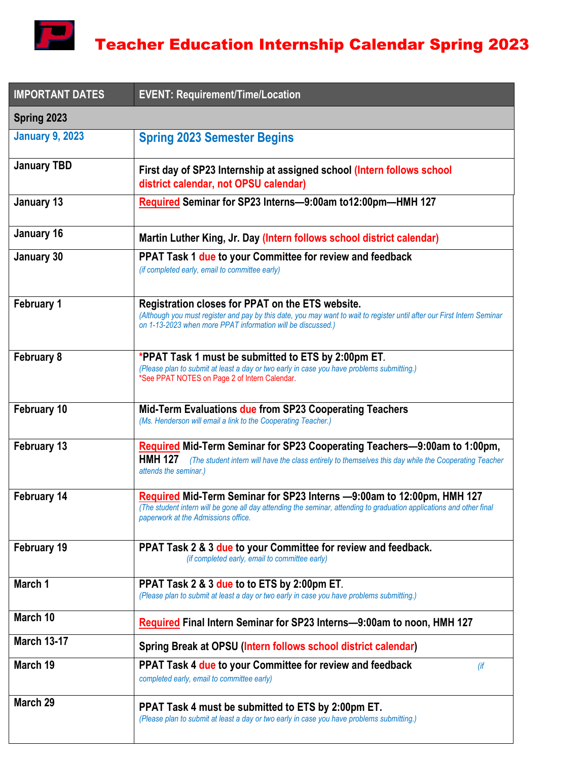# Teacher Education Internship Calendar Spring 2023

| IMPORTANT DATES | EVENT: Requirement/Time/Location |
|---|---|
| **Spring 2023** | |
| January 9, 2023 | **Spring 2023 Semester Begins** |
| January TBD | **First day of SP23 Internship at assigned school (Intern follows school district calendar, not OPSU calendar)** |
| January 13 | **Required Seminar for SP23 Interns—9:00am to12:00pm—HMH 127** |
| January 16 | **Martin Luther King, Jr. Day (Intern follows school district calendar)** |
| January 30 | **PPAT Task 1 due to your Committee for review and feedback** *(if completed early, email to committee early)* |
| February 1 | **Registration closes for PPAT on the ETS website.** *(Although you must register and pay by this date, you may want to wait to register until after our First Intern Seminar on 1-13-2023 when more PPAT information will be discussed.)* |
| February 8 | ***PPAT Task 1 must be submitted to ETS by 2:00pm ET.** *(Please plan to submit at least a day or two early in case you have problems submitting.)* *See PPAT NOTES on Page 2 of Intern Calendar. |
| February 10 | **Mid-Term Evaluations due from SP23 Cooperating Teachers** *(Ms. Henderson will email a link to the Cooperating Teacher.)* |
| February 13 | **Required Mid-Term Seminar for SP23 Cooperating Teachers—9:00am to 1:00pm, HMH 127** *(The student intern will have the class entirely to themselves this day while the Cooperating Teacher attends the seminar.)* |
| February 14 | **Required Mid-Term Seminar for SP23 Interns —9:00am to 12:00pm, HMH 127** *(The student intern will be gone all day attending the seminar, attending to graduation applications and other final paperwork at the Admissions office.* |
| February 19 | **PPAT Task 2 & 3 due to your Committee for review and feedback.** *(if completed early, email to committee early)* |
| March 1 | **PPAT Task 2 & 3 due to to ETS by 2:00pm ET.** *(Please plan to submit at least a day or two early in case you have problems submitting.)* |
| March 10 | **Required Final Intern Seminar for SP23 Interns—9:00am to noon, HMH 127** |
| March 13-17 | **Spring Break at OPSU (Intern follows school district calendar)** |
| March 19 | **PPAT Task 4 due to your Committee for review and feedback** *(if completed early, email to committee early)* |
| March 29 | **PPAT Task 4 must be submitted to ETS by 2:00pm ET.** *(Please plan to submit at least a day or two early in case you have problems submitting.)* |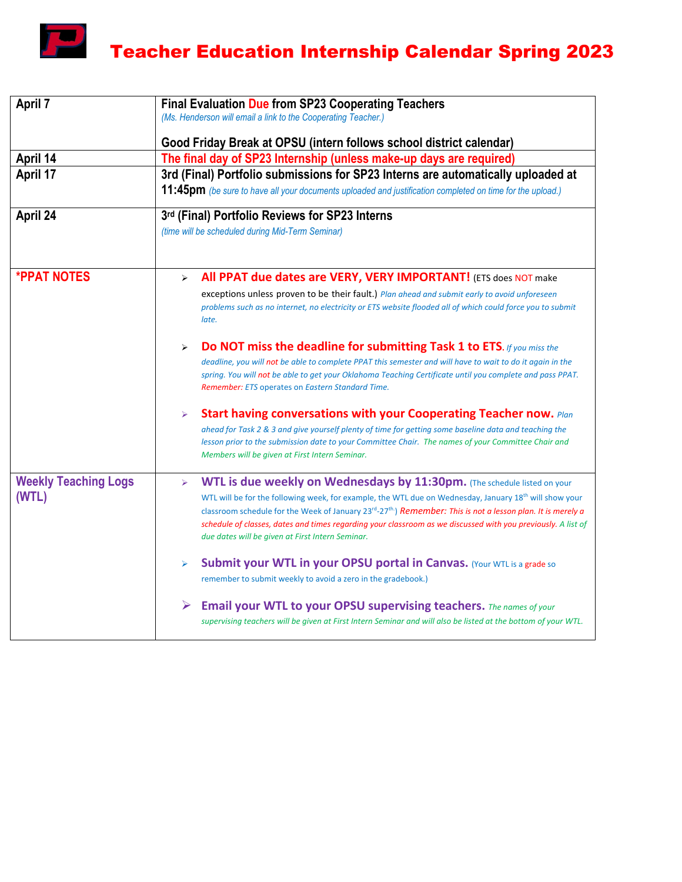# Teacher Education Internship Calendar Spring 2023

| | |
|---|---|
| **April 7** | **Final Evaluation Due from SP23 Cooperating Teachers** *(Ms. Henderson will email a link to the Cooperating Teacher.)* <br><br> **Good Friday Break at OPSU (intern follows school district calendar)** |
| **April 14** | **The final day of SP23 Internship (unless make-up days are required)** |
| **April 17** | **3rd (Final) Portfolio submissions for SP23 Interns are automatically uploaded at 11:45pm** *(be sure to have all your documents uploaded and justification completed on time for the upload.)* |
| **April 24** | **3rd (Final) Portfolio Reviews for SP23 Interns** *(time will be scheduled during Mid-Term Seminar)* |
| **\*PPAT NOTES** | ➢ **All PPAT due dates are VERY, VERY IMPORTANT!** (ETS does NOT make exceptions unless proven to be their fault.) *Plan ahead and submit early to avoid unforeseen problems such as no internet, no electricity or ETS website flooded all of which could force you to submit late.* <br><br> ➢ **Do NOT miss the deadline for submitting Task 1 to ETS.** *If you miss the deadline, you will not be able to complete PPAT this semester and will have to wait to do it again in the spring. You will not be able to get your Oklahoma Teaching Certificate until you complete and pass PPAT. Remember: ETS operates on Eastern Standard Time.* <br><br> ➢ **Start having conversations with your Cooperating Teacher now.** *Plan ahead for Task 2 & 3 and give yourself plenty of time for getting some baseline data and teaching the lesson prior to the submission date to your Committee Chair. The names of your Committee Chair and Members will be given at First Intern Seminar.* |
| **Weekly Teaching Logs (WTL)** | ➢ **WTL is due weekly on Wednesdays by 11:30pm.** (The schedule listed on your WTL will be for the following week, for example, the WTL due on Wednesday, January 18th will show your classroom schedule for the Week of January 23rd-27th.) *Remember: This is not a lesson plan. It is merely a schedule of classes, dates and times regarding your classroom as we discussed with you previously. A list of due dates will be given at First Intern Seminar.* <br><br> ➢ **Submit your WTL in your OPSU portal in Canvas.** (Your WTL is a grade so remember to submit weekly to avoid a zero in the gradebook.) <br><br> ➢ **Email your WTL to your OPSU supervising teachers.** *The names of your supervising teachers will be given at First Intern Seminar and will also be listed at the bottom of your WTL.* |